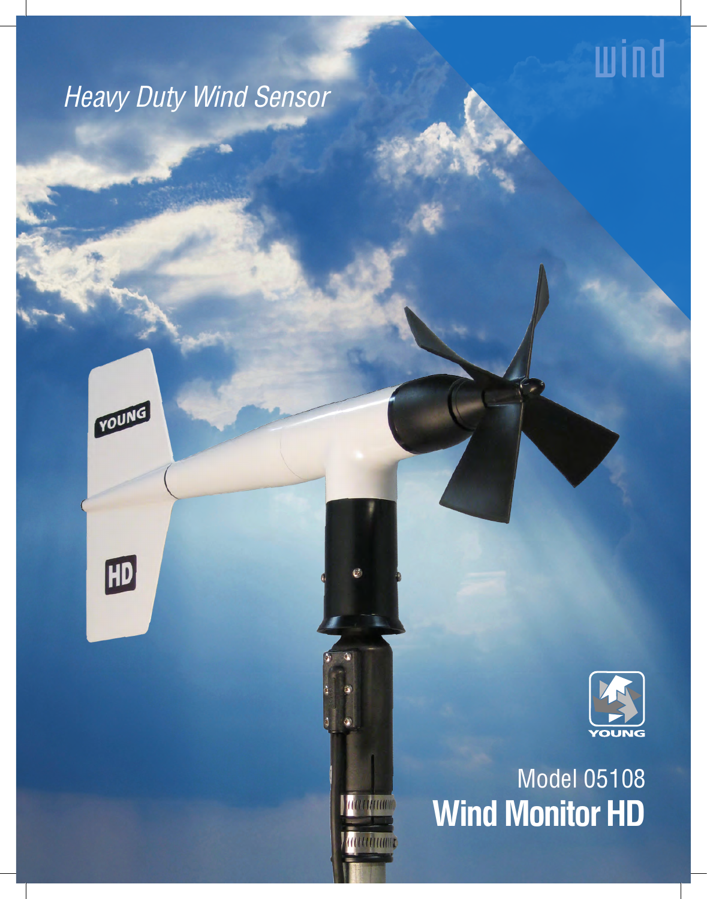wind

*Heavy Duty Wind Sensor*

YOUNG

Model 05108

# Wind Monitor HD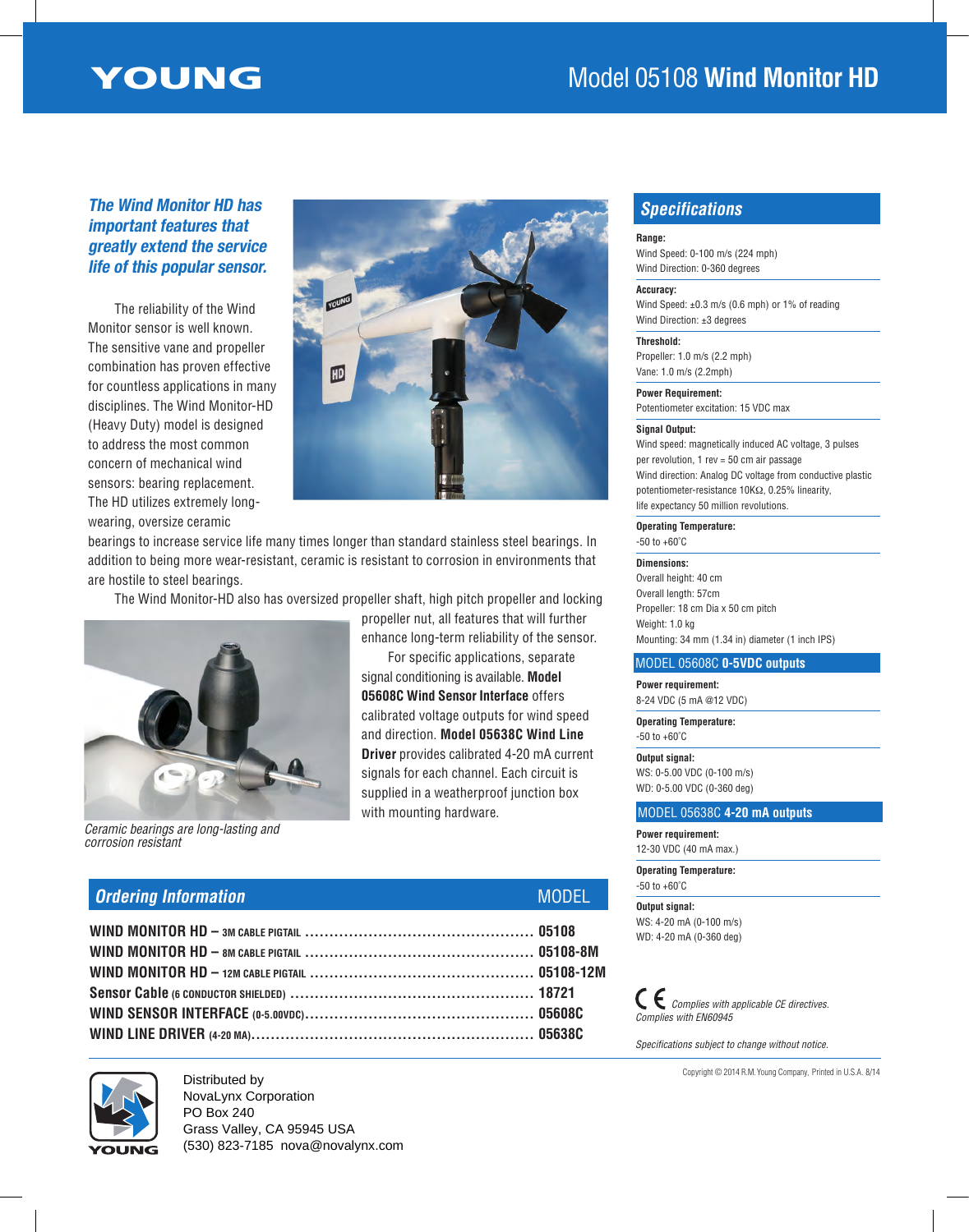# YOUNG

# Model 05108 **Wind Monitor HD**

***The Wind Monitor HD has important features that greatly extend the service life of this popular sensor.***

The reliability of the Wind Monitor sensor is well known. The sensitive vane and propeller combination has proven effective for countless applications in many disciplines. The Wind Monitor-HD (Heavy Duty) model is designed to address the most common concern of mechanical wind sensors: bearing replacement. The HD utilizes extremely long-wearing, oversize ceramic bearings to increase service life many times longer than standard stainless steel bearings. In addition to being more wear-resistant, ceramic is resistant to corrosion in environments that are hostile to steel bearings.

The Wind Monitor-HD also has oversized propeller shaft, high pitch propeller and locking propeller nut, all features that will further enhance long-term reliability of the sensor.

For specific applications, separate signal conditioning is available. **Model 05608C Wind Sensor Interface** offers calibrated voltage outputs for wind speed and direction. **Model 05638C Wind Line Driver** provides calibrated 4-20 mA current signals for each channel. Each circuit is supplied in a weatherproof junction box with mounting hardware.

*Ceramic bearings are long-lasting and corrosion resistant*

## Ordering Information

| | MODEL |
|---|---|
| WIND MONITOR HD – 3M CABLE PIGTAIL | 05108 |
| WIND MONITOR HD – 8M CABLE PIGTAIL | 05108-8M |
| WIND MONITOR HD – 12M CABLE PIGTAIL | 05108-12M |
| Sensor Cable (6 CONDUCTOR SHIELDED) | 18721 |
| WIND SENSOR INTERFACE (0-5.00VDC) | 05608C |
| WIND LINE DRIVER (4-20 MA) | 05638C |

## Specifications

**Range:**
Wind Speed: 0-100 m/s (224 mph)
Wind Direction: 0-360 degrees

**Accuracy:**
Wind Speed: ±0.3 m/s (0.6 mph) or 1% of reading
Wind Direction: ±3 degrees

**Threshold:**
Propeller: 1.0 m/s (2.2 mph)
Vane: 1.0 m/s (2.2mph)

**Power Requirement:**
Potentiometer excitation: 15 VDC max

**Signal Output:**
Wind speed: magnetically induced AC voltage, 3 pulses per revolution, 1 rev = 50 cm air passage
Wind direction: Analog DC voltage from conductive plastic potentiometer-resistance 10KΩ, 0.25% linearity, life expectancy 50 million revolutions.

**Operating Temperature:**
-50 to +60˚C

**Dimensions:**
Overall height: 40 cm
Overall length: 57cm
Propeller: 18 cm Dia x 50 cm pitch
Weight: 1.0 kg
Mounting: 34 mm (1.34 in) diameter (1 inch IPS)

### MODEL 05608C **0-5VDC outputs**

**Power requirement:**
8-24 VDC (5 mA @12 VDC)

**Operating Temperature:**
-50 to +60˚C

**Output signal:**
WS: 0-5.00 VDC (0-100 m/s)
WD: 0-5.00 VDC (0-360 deg)

### MODEL 05638C **4-20 mA outputs**

**Power requirement:**
12-30 VDC (40 mA max.)

**Operating Temperature:**
-50 to +60˚C

**Output signal:**
WS: 4-20 mA (0-100 m/s)
WD: 4-20 mA (0-360 deg)

CE *Complies with applicable CE directives.*
*Complies with EN60945*

*Specifications subject to change without notice.*

Copyright © 2014 R.M.Young Company, Printed in U.S.A. 8/14

Distributed by
NovaLynx Corporation
PO Box 240
Grass Valley, CA 95945 USA
(530) 823-7185 nova@novalynx.com